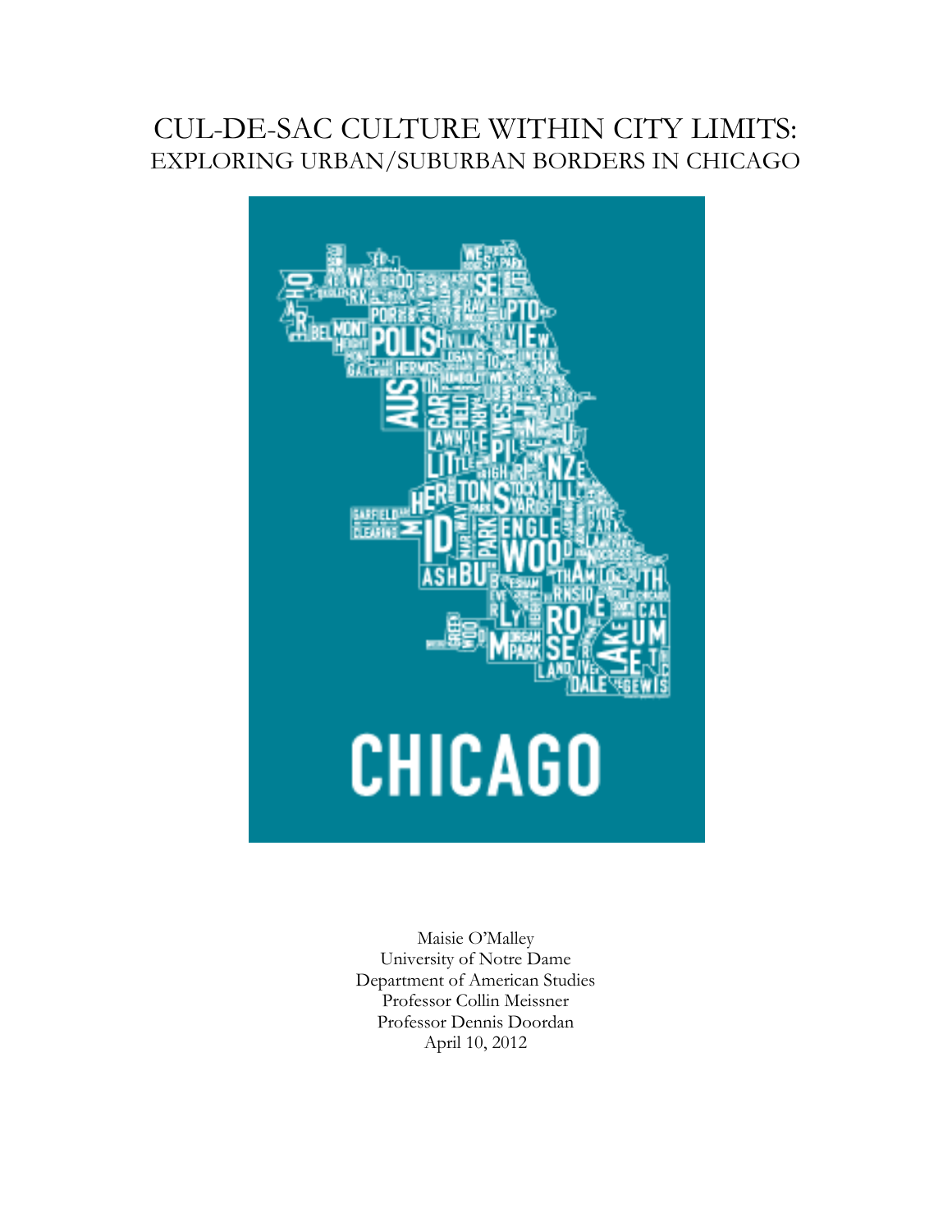# CUL-DE-SAC CULTURE WITHIN CITY LIMITS:
## EXPLORING URBAN/SUBURBAN BORDERS IN CHICAGO

Maisie O'Malley
University of Notre Dame
Department of American Studies
Professor Collin Meissner
Professor Dennis Doordan
April 10, 2012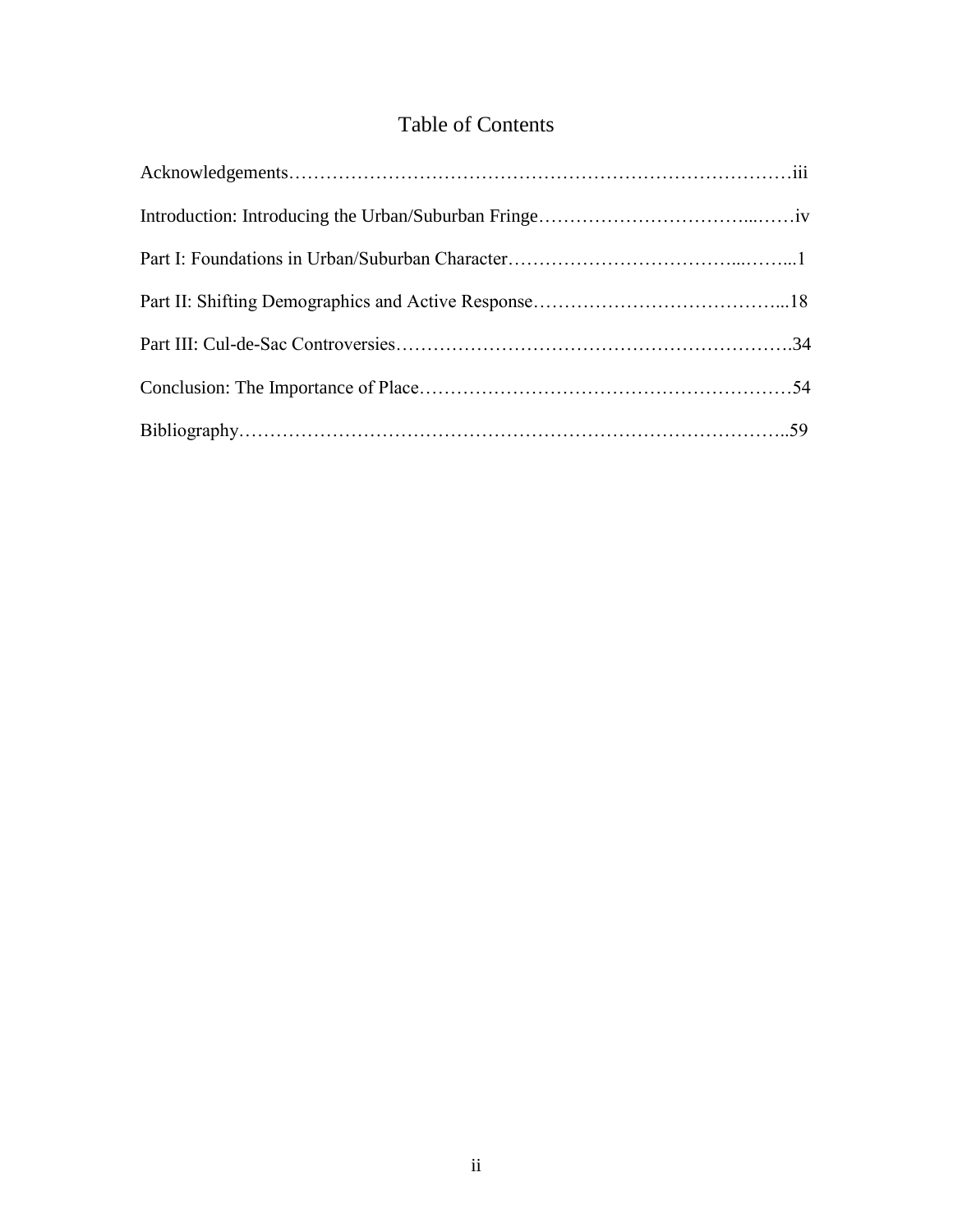# Table of Contents

Acknowledgements……………………………………………………………………….iii

Introduction: Introducing the Urban/Suburban Fringe……………………………...……iv

Part I: Foundations in Urban/Suburban Character……………………………...……...1

Part II: Shifting Demographics and Active Response…………………………………...18

Part III: Cul-de-Sac Controversies……………………………………………………….34

Conclusion: The Importance of Place……………………………………………………54

Bibliography……………………………………………………………………………..59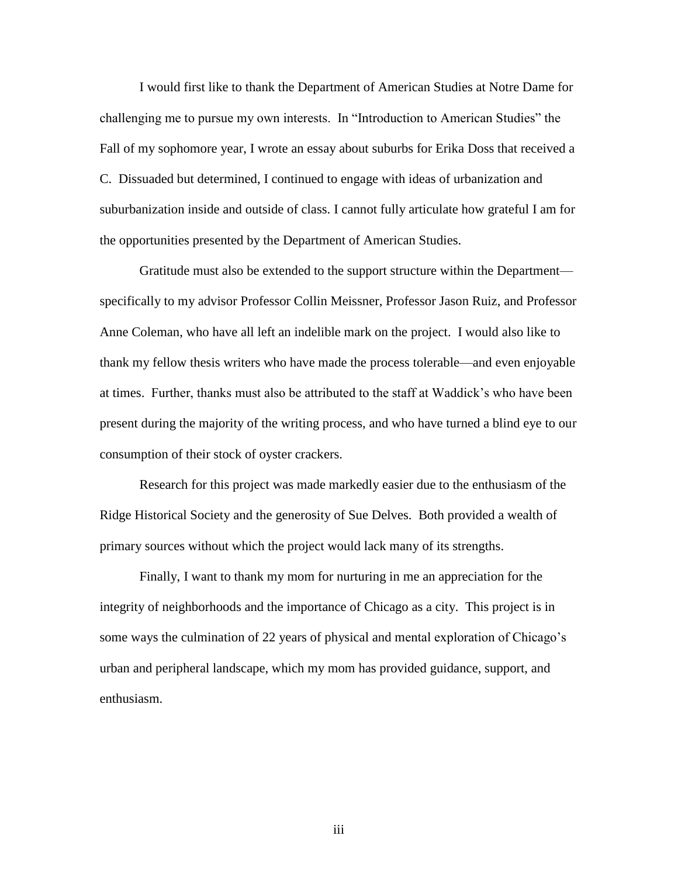I would first like to thank the Department of American Studies at Notre Dame for challenging me to pursue my own interests. In “Introduction to American Studies” the Fall of my sophomore year, I wrote an essay about suburbs for Erika Doss that received a C. Dissuaded but determined, I continued to engage with ideas of urbanization and suburbanization inside and outside of class. I cannot fully articulate how grateful I am for the opportunities presented by the Department of American Studies.

Gratitude must also be extended to the support structure within the Department—specifically to my advisor Professor Collin Meissner, Professor Jason Ruiz, and Professor Anne Coleman, who have all left an indelible mark on the project. I would also like to thank my fellow thesis writers who have made the process tolerable—and even enjoyable at times. Further, thanks must also be attributed to the staff at Waddick’s who have been present during the majority of the writing process, and who have turned a blind eye to our consumption of their stock of oyster crackers.

Research for this project was made markedly easier due to the enthusiasm of the Ridge Historical Society and the generosity of Sue Delves. Both provided a wealth of primary sources without which the project would lack many of its strengths.

Finally, I want to thank my mom for nurturing in me an appreciation for the integrity of neighborhoods and the importance of Chicago as a city. This project is in some ways the culmination of 22 years of physical and mental exploration of Chicago’s urban and peripheral landscape, which my mom has provided guidance, support, and enthusiasm.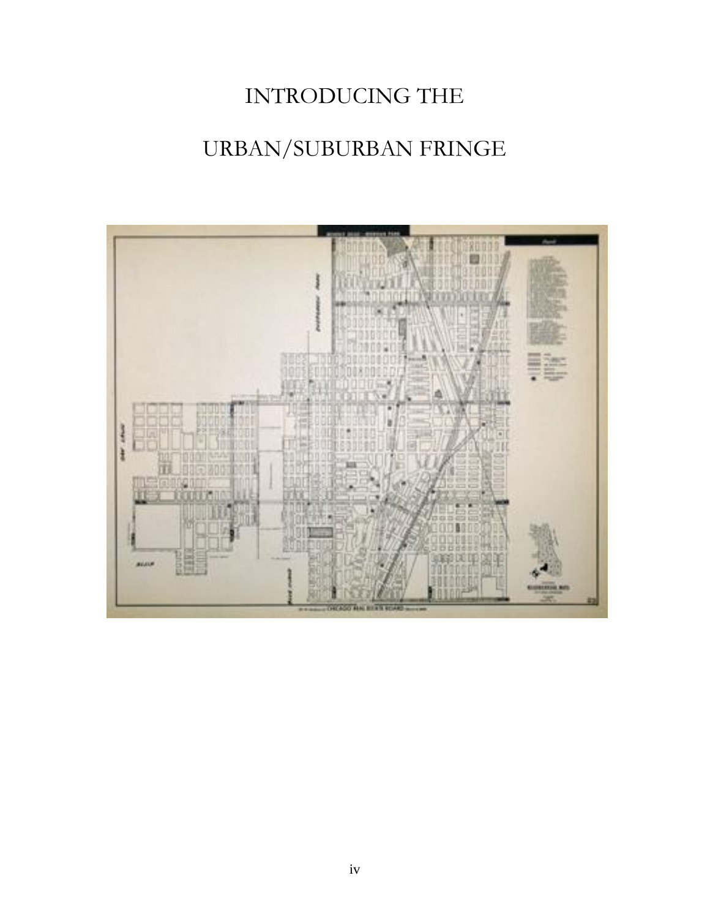# INTRODUCING THE

# URBAN/SUBURBAN FRINGE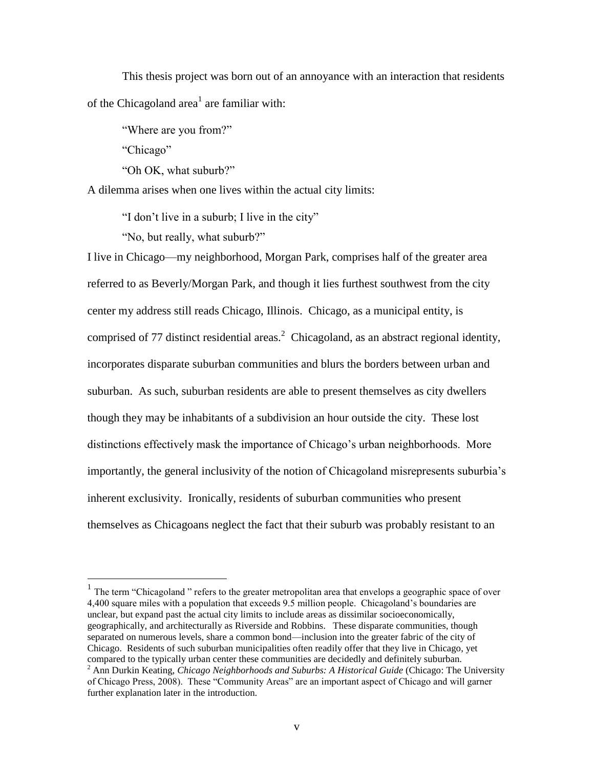This thesis project was born out of an annoyance with an interaction that residents of the Chicagoland area[1] are familiar with:

"Where are you from?"

"Chicago"

"Oh OK, what suburb?"

A dilemma arises when one lives within the actual city limits:

"I don't live in a suburb; I live in the city"

"No, but really, what suburb?"

I live in Chicago—my neighborhood, Morgan Park, comprises half of the greater area referred to as Beverly/Morgan Park, and though it lies furthest southwest from the city center my address still reads Chicago, Illinois. Chicago, as a municipal entity, is comprised of 77 distinct residential areas.[2] Chicagoland, as an abstract regional identity, incorporates disparate suburban communities and blurs the borders between urban and suburban. As such, suburban residents are able to present themselves as city dwellers though they may be inhabitants of a subdivision an hour outside the city. These lost distinctions effectively mask the importance of Chicago's urban neighborhoods. More importantly, the general inclusivity of the notion of Chicagoland misrepresents suburbia's inherent exclusivity. Ironically, residents of suburban communities who present themselves as Chicagoans neglect the fact that their suburb was probably resistant to an

---

[1] The term "Chicagoland " refers to the greater metropolitan area that envelops a geographic space of over 4,400 square miles with a population that exceeds 9.5 million people. Chicagoland's boundaries are unclear, but expand past the actual city limits to include areas as dissimilar socioeconomically, geographically, and architecturally as Riverside and Robbins. These disparate communities, though separated on numerous levels, share a common bond—inclusion into the greater fabric of the city of Chicago. Residents of such suburban municipalities often readily offer that they live in Chicago, yet compared to the typically urban center these communities are decidedly and definitely suburban.

[2] Ann Durkin Keating, *Chicago Neighborhoods and Suburbs: A Historical Guide* (Chicago: The University of Chicago Press, 2008). These "Community Areas" are an important aspect of Chicago and will garner further explanation later in the introduction.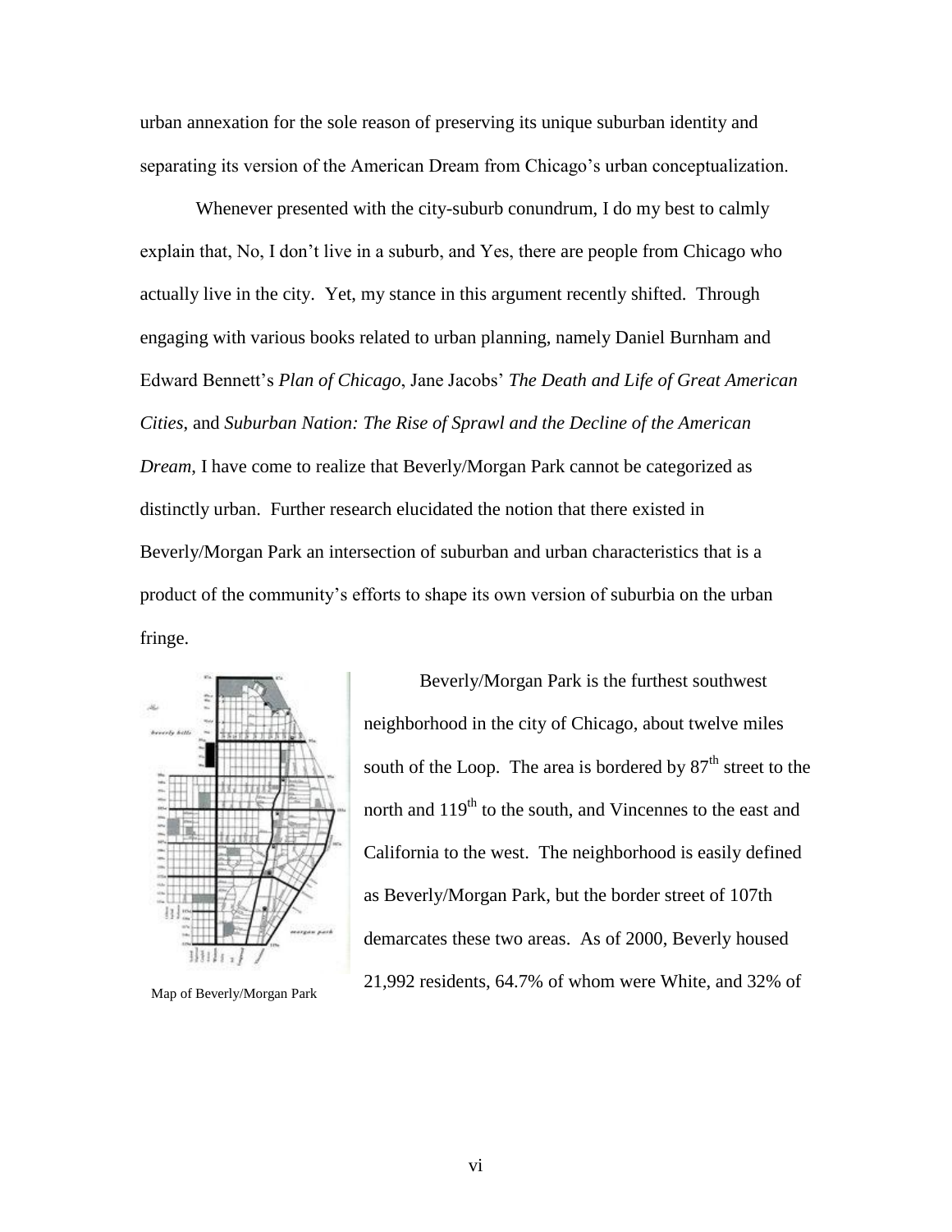urban annexation for the sole reason of preserving its unique suburban identity and separating its version of the American Dream from Chicago's urban conceptualization.

Whenever presented with the city-suburb conundrum, I do my best to calmly explain that, No, I don't live in a suburb, and Yes, there are people from Chicago who actually live in the city. Yet, my stance in this argument recently shifted. Through engaging with various books related to urban planning, namely Daniel Burnham and Edward Bennett's *Plan of Chicago*, Jane Jacobs' *The Death and Life of Great American Cities*, and *Suburban Nation: The Rise of Sprawl and the Decline of the American Dream*, I have come to realize that Beverly/Morgan Park cannot be categorized as distinctly urban. Further research elucidated the notion that there existed in Beverly/Morgan Park an intersection of suburban and urban characteristics that is a product of the community's efforts to shape its own version of suburbia on the urban fringe.

Map of Beverly/Morgan Park

Beverly/Morgan Park is the furthest southwest neighborhood in the city of Chicago, about twelve miles south of the Loop. The area is bordered by 87th street to the north and 119th to the south, and Vincennes to the east and California to the west. The neighborhood is easily defined as Beverly/Morgan Park, but the border street of 107th demarcates these two areas. As of 2000, Beverly housed 21,992 residents, 64.7% of whom were White, and 32% of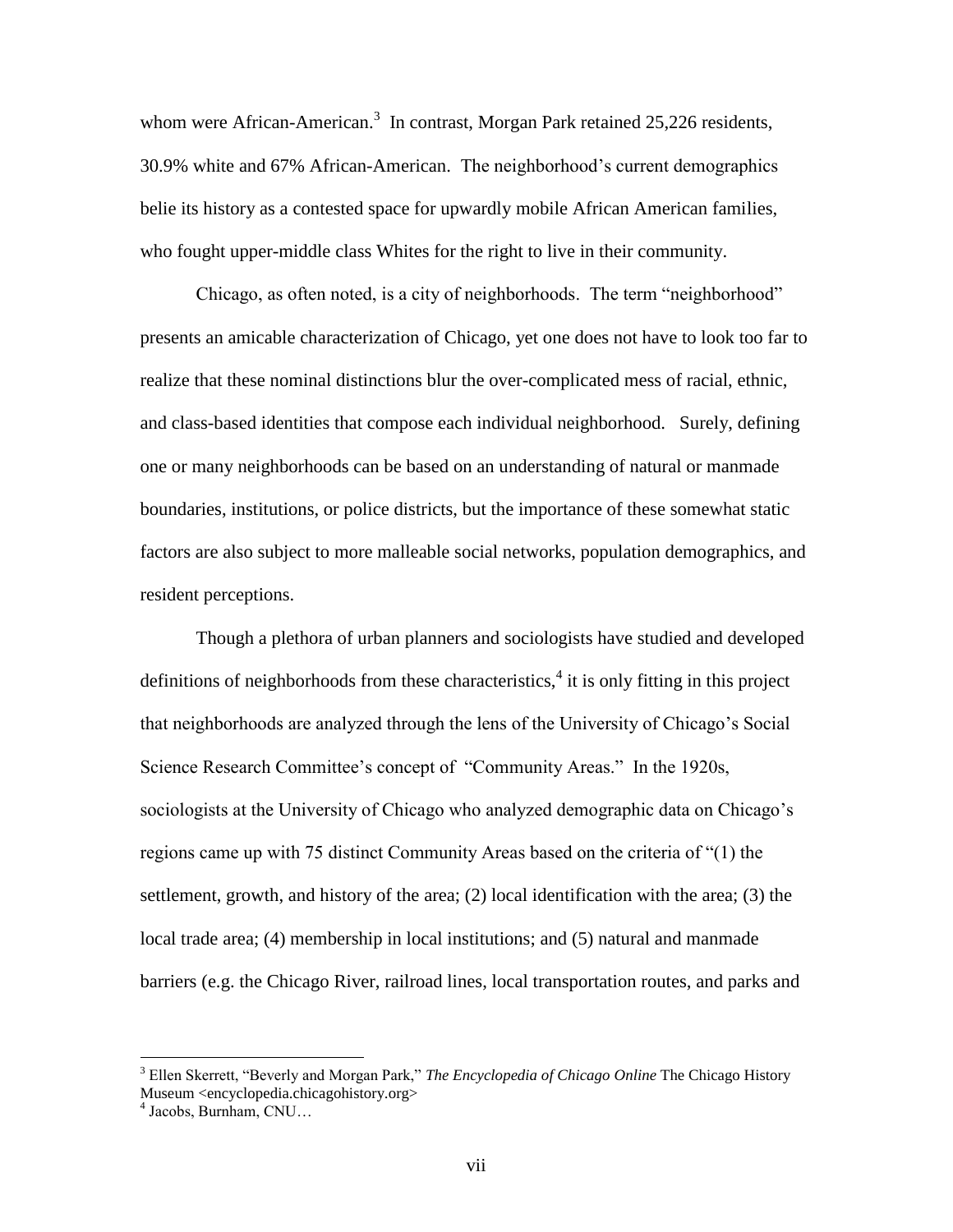whom were African-American.[3] In contrast, Morgan Park retained 25,226 residents, 30.9% white and 67% African-American. The neighborhood's current demographics belie its history as a contested space for upwardly mobile African American families, who fought upper-middle class Whites for the right to live in their community.

Chicago, as often noted, is a city of neighborhoods. The term "neighborhood" presents an amicable characterization of Chicago, yet one does not have to look too far to realize that these nominal distinctions blur the over-complicated mess of racial, ethnic, and class-based identities that compose each individual neighborhood. Surely, defining one or many neighborhoods can be based on an understanding of natural or manmade boundaries, institutions, or police districts, but the importance of these somewhat static factors are also subject to more malleable social networks, population demographics, and resident perceptions.

Though a plethora of urban planners and sociologists have studied and developed definitions of neighborhoods from these characteristics,[4] it is only fitting in this project that neighborhoods are analyzed through the lens of the University of Chicago's Social Science Research Committee's concept of "Community Areas." In the 1920s, sociologists at the University of Chicago who analyzed demographic data on Chicago's regions came up with 75 distinct Community Areas based on the criteria of "(1) the settlement, growth, and history of the area; (2) local identification with the area; (3) the local trade area; (4) membership in local institutions; and (5) natural and manmade barriers (e.g. the Chicago River, railroad lines, local transportation routes, and parks and

---

[3] Ellen Skerrett, "Beverly and Morgan Park," *The Encyclopedia of Chicago Online* The Chicago History Museum <encyclopedia.chicagohistory.org>

[4] Jacobs, Burnham, CNU…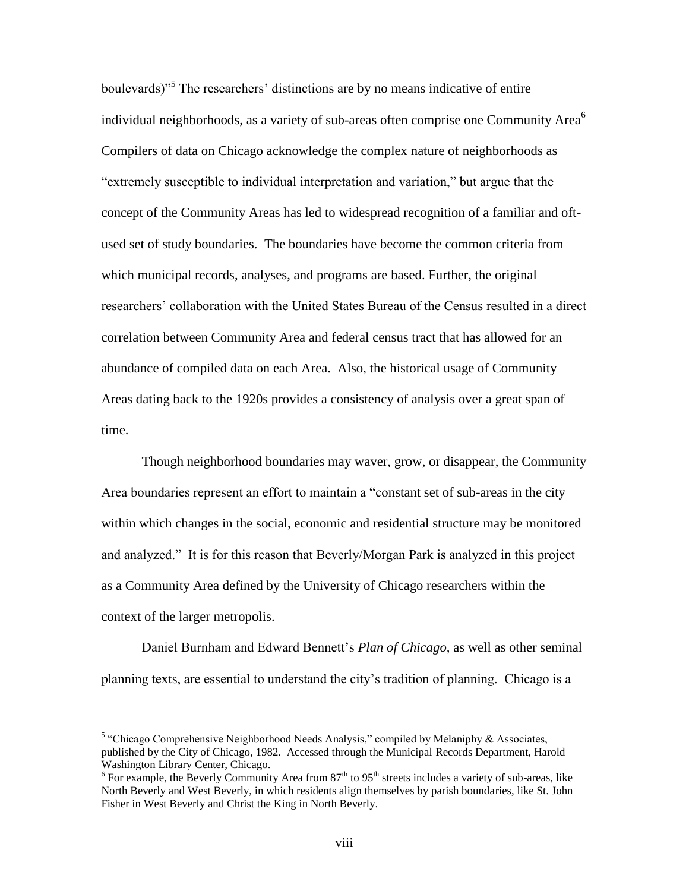boulevards)"[5] The researchers' distinctions are by no means indicative of entire individual neighborhoods, as a variety of sub-areas often comprise one Community Area[6] Compilers of data on Chicago acknowledge the complex nature of neighborhoods as "extremely susceptible to individual interpretation and variation," but argue that the concept of the Community Areas has led to widespread recognition of a familiar and oft-used set of study boundaries. The boundaries have become the common criteria from which municipal records, analyses, and programs are based. Further, the original researchers' collaboration with the United States Bureau of the Census resulted in a direct correlation between Community Area and federal census tract that has allowed for an abundance of compiled data on each Area. Also, the historical usage of Community Areas dating back to the 1920s provides a consistency of analysis over a great span of time.

Though neighborhood boundaries may waver, grow, or disappear, the Community Area boundaries represent an effort to maintain a "constant set of sub-areas in the city within which changes in the social, economic and residential structure may be monitored and analyzed." It is for this reason that Beverly/Morgan Park is analyzed in this project as a Community Area defined by the University of Chicago researchers within the context of the larger metropolis.

Daniel Burnham and Edward Bennett's *Plan of Chicago,* as well as other seminal planning texts, are essential to understand the city's tradition of planning. Chicago is a

---

[5] "Chicago Comprehensive Neighborhood Needs Analysis," compiled by Melaniphy & Associates, published by the City of Chicago, 1982. Accessed through the Municipal Records Department, Harold Washington Library Center, Chicago.

[6] For example, the Beverly Community Area from 87th to 95th streets includes a variety of sub-areas, like North Beverly and West Beverly, in which residents align themselves by parish boundaries, like St. John Fisher in West Beverly and Christ the King in North Beverly.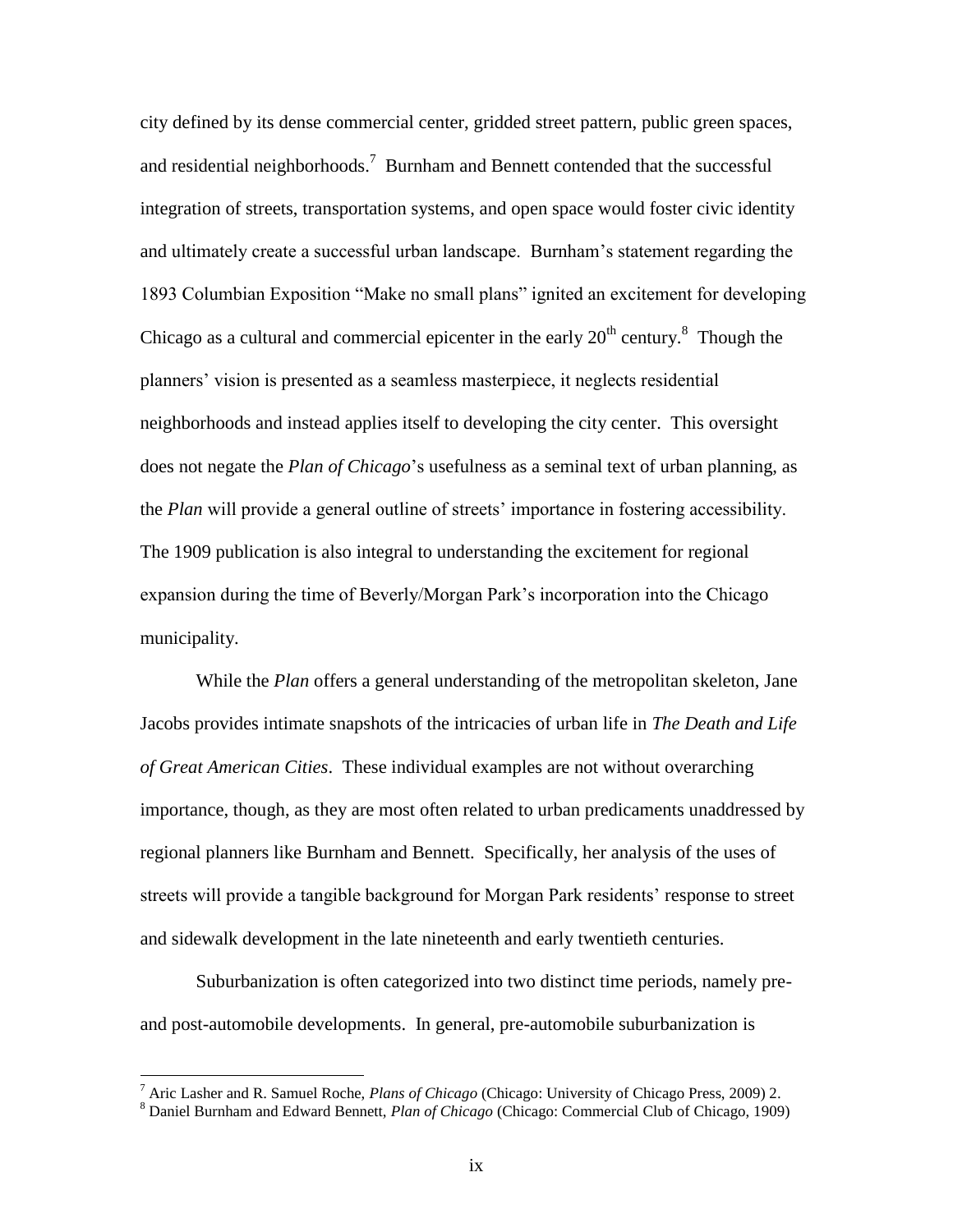city defined by its dense commercial center, gridded street pattern, public green spaces, and residential neighborhoods.[7] Burnham and Bennett contended that the successful integration of streets, transportation systems, and open space would foster civic identity and ultimately create a successful urban landscape. Burnham's statement regarding the 1893 Columbian Exposition "Make no small plans" ignited an excitement for developing Chicago as a cultural and commercial epicenter in the early 20th century.[8] Though the planners' vision is presented as a seamless masterpiece, it neglects residential neighborhoods and instead applies itself to developing the city center. This oversight does not negate the *Plan of Chicago*'s usefulness as a seminal text of urban planning, as the *Plan* will provide a general outline of streets' importance in fostering accessibility. The 1909 publication is also integral to understanding the excitement for regional expansion during the time of Beverly/Morgan Park's incorporation into the Chicago municipality.

While the *Plan* offers a general understanding of the metropolitan skeleton, Jane Jacobs provides intimate snapshots of the intricacies of urban life in *The Death and Life of Great American Cities*. These individual examples are not without overarching importance, though, as they are most often related to urban predicaments unaddressed by regional planners like Burnham and Bennett. Specifically, her analysis of the uses of streets will provide a tangible background for Morgan Park residents' response to street and sidewalk development in the late nineteenth and early twentieth centuries.

Suburbanization is often categorized into two distinct time periods, namely pre- and post-automobile developments. In general, pre-automobile suburbanization is

---

[7] Aric Lasher and R. Samuel Roche, *Plans of Chicago* (Chicago: University of Chicago Press, 2009) 2.

[8] Daniel Burnham and Edward Bennett, *Plan of Chicago* (Chicago: Commercial Club of Chicago, 1909)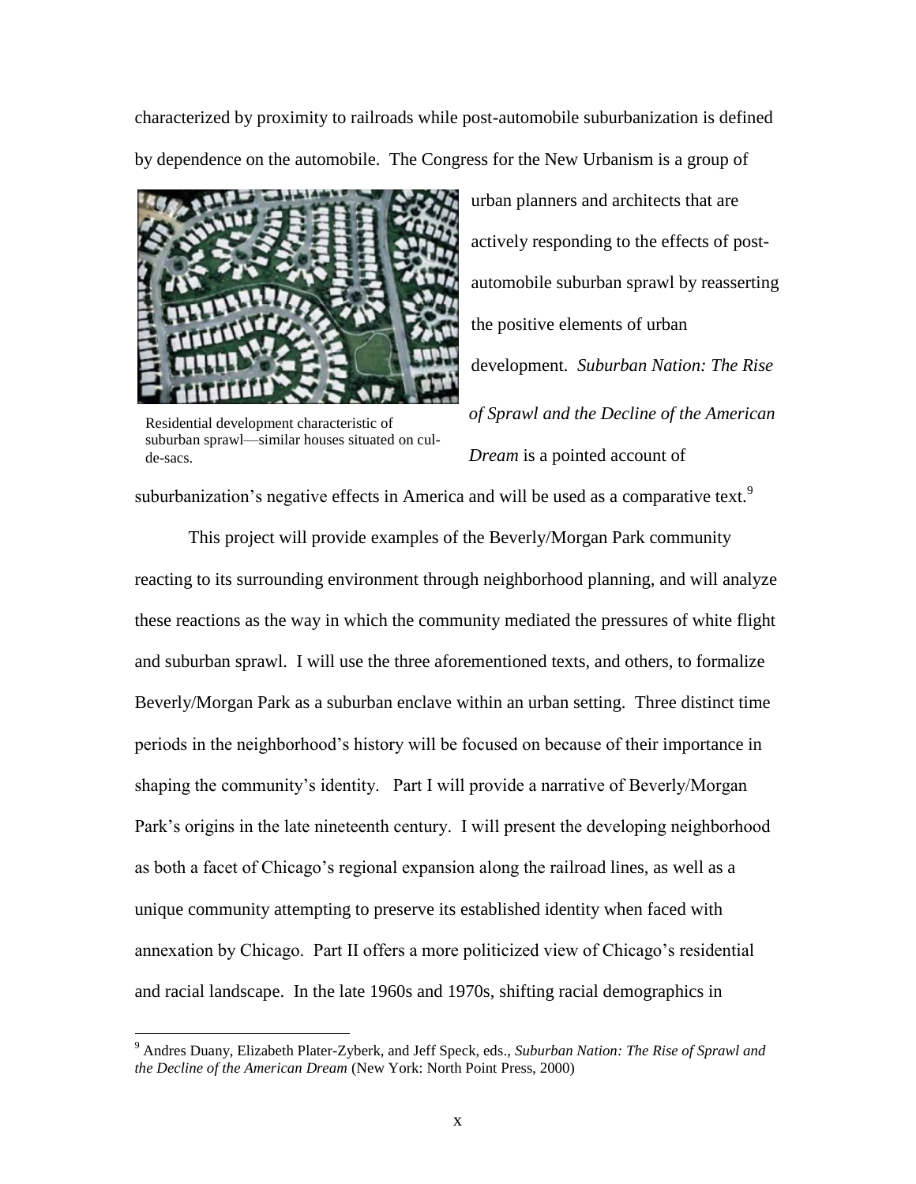characterized by proximity to railroads while post-automobile suburbanization is defined by dependence on the automobile. The Congress for the New Urbanism is a group of urban planners and architects that are actively responding to the effects of post-automobile suburban sprawl by reasserting the positive elements of urban development. *Suburban Nation: The Rise of Sprawl and the Decline of the American Dream* is a pointed account of suburbanization's negative effects in America and will be used as a comparative text.[9]

Residential development characteristic of suburban sprawl—similar houses situated on cul-de-sacs.

This project will provide examples of the Beverly/Morgan Park community reacting to its surrounding environment through neighborhood planning, and will analyze these reactions as the way in which the community mediated the pressures of white flight and suburban sprawl. I will use the three aforementioned texts, and others, to formalize Beverly/Morgan Park as a suburban enclave within an urban setting. Three distinct time periods in the neighborhood's history will be focused on because of their importance in shaping the community's identity. Part I will provide a narrative of Beverly/Morgan Park's origins in the late nineteenth century. I will present the developing neighborhood as both a facet of Chicago's regional expansion along the railroad lines, as well as a unique community attempting to preserve its established identity when faced with annexation by Chicago. Part II offers a more politicized view of Chicago's residential and racial landscape. In the late 1960s and 1970s, shifting racial demographics in

---

[9] Andres Duany, Elizabeth Plater-Zyberk, and Jeff Speck, eds., *Suburban Nation: The Rise of Sprawl and the Decline of the American Dream* (New York: North Point Press, 2000)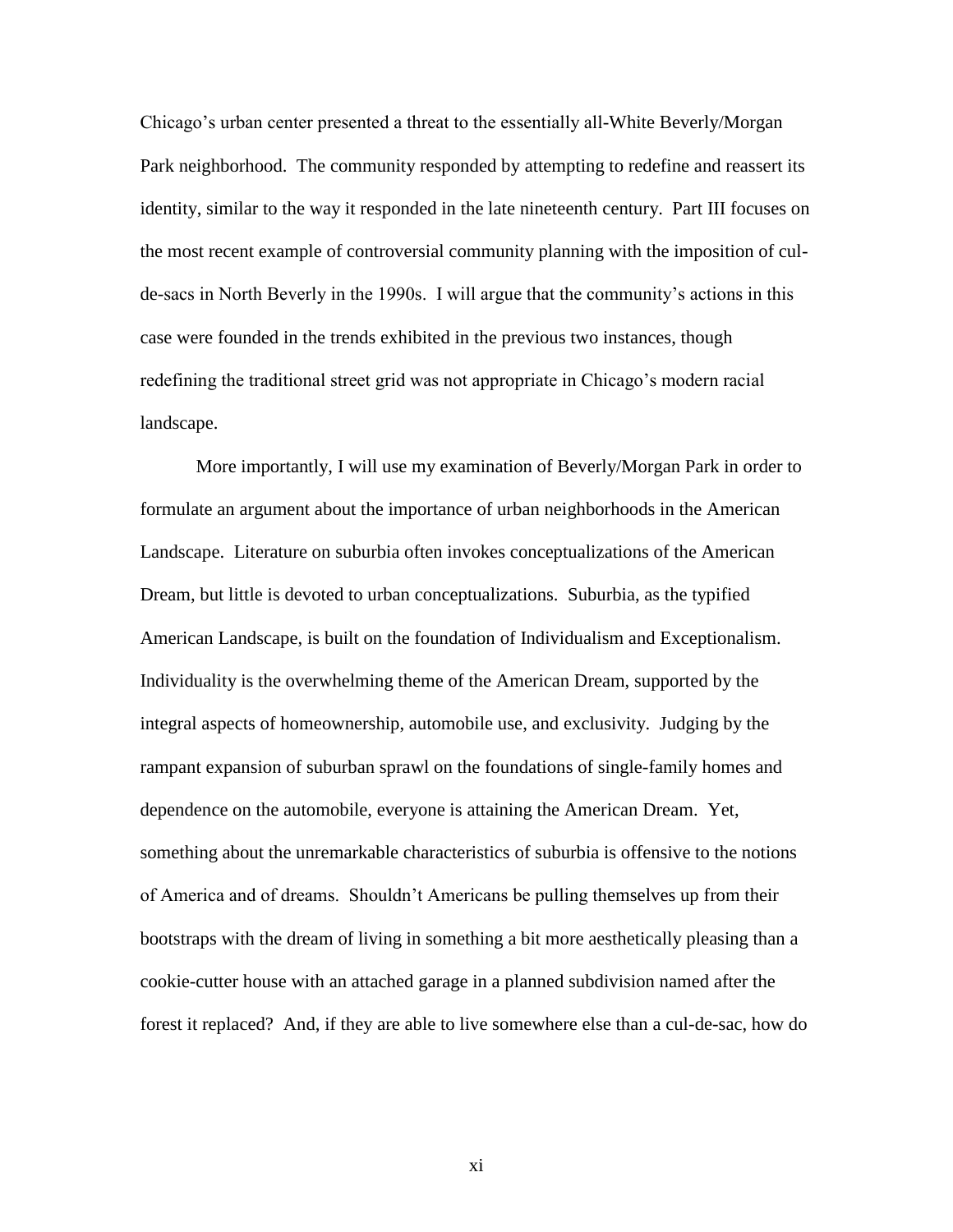Chicago's urban center presented a threat to the essentially all-White Beverly/Morgan Park neighborhood. The community responded by attempting to redefine and reassert its identity, similar to the way it responded in the late nineteenth century. Part III focuses on the most recent example of controversial community planning with the imposition of cul-de-sacs in North Beverly in the 1990s. I will argue that the community's actions in this case were founded in the trends exhibited in the previous two instances, though redefining the traditional street grid was not appropriate in Chicago's modern racial landscape.

More importantly, I will use my examination of Beverly/Morgan Park in order to formulate an argument about the importance of urban neighborhoods in the American Landscape. Literature on suburbia often invokes conceptualizations of the American Dream, but little is devoted to urban conceptualizations. Suburbia, as the typified American Landscape, is built on the foundation of Individualism and Exceptionalism. Individuality is the overwhelming theme of the American Dream, supported by the integral aspects of homeownership, automobile use, and exclusivity. Judging by the rampant expansion of suburban sprawl on the foundations of single-family homes and dependence on the automobile, everyone is attaining the American Dream. Yet, something about the unremarkable characteristics of suburbia is offensive to the notions of America and of dreams. Shouldn't Americans be pulling themselves up from their bootstraps with the dream of living in something a bit more aesthetically pleasing than a cookie-cutter house with an attached garage in a planned subdivision named after the forest it replaced? And, if they are able to live somewhere else than a cul-de-sac, how do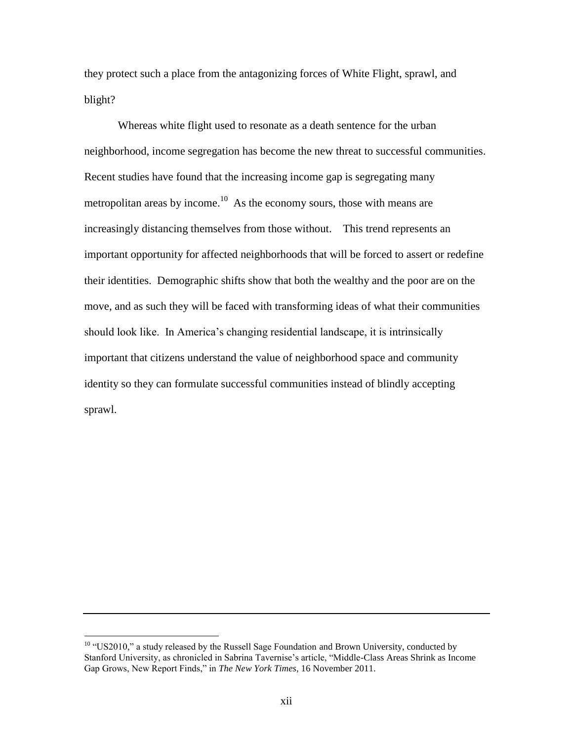they protect such a place from the antagonizing forces of White Flight, sprawl, and blight?

Whereas white flight used to resonate as a death sentence for the urban neighborhood, income segregation has become the new threat to successful communities. Recent studies have found that the increasing income gap is segregating many metropolitan areas by income.[10] As the economy sours, those with means are increasingly distancing themselves from those without. This trend represents an important opportunity for affected neighborhoods that will be forced to assert or redefine their identities. Demographic shifts show that both the wealthy and the poor are on the move, and as such they will be faced with transforming ideas of what their communities should look like. In America's changing residential landscape, it is intrinsically important that citizens understand the value of neighborhood space and community identity so they can formulate successful communities instead of blindly accepting sprawl.

---

[10] "US2010," a study released by the Russell Sage Foundation and Brown University, conducted by Stanford University, as chronicled in Sabrina Tavernise's article, "Middle-Class Areas Shrink as Income Gap Grows, New Report Finds," in *The New York Times*, 16 November 2011.